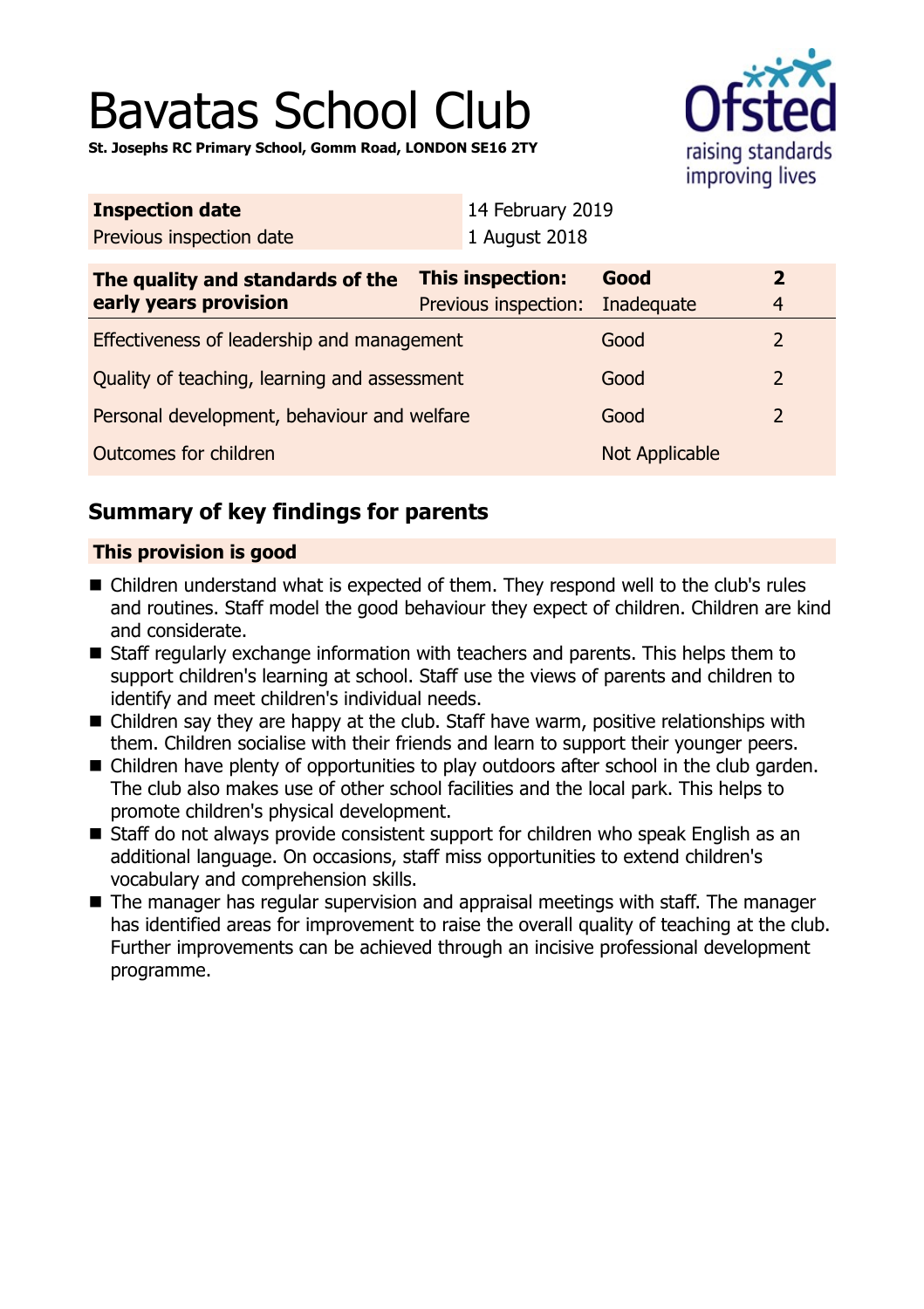# Bavatas School Club

**St. Josephs RC Primary School, Gomm Road, LONDON SE16 2TY**

| **Inspection date** | 14 February 2019 |
|---|---|
| Previous inspection date | 1 August 2018 |

| **The quality and standards of the early years provision** | **This inspection:** | **Good** | **2** |
|---|---|---|---|
| | Previous inspection: | Inadequate | 4 |
| Effectiveness of leadership and management | | Good | 2 |
| Quality of teaching, learning and assessment | | Good | 2 |
| Personal development, behaviour and welfare | | Good | 2 |
| Outcomes for children | | Not Applicable | |

## Summary of key findings for parents

**This provision is good**

- Children understand what is expected of them. They respond well to the club's rules and routines. Staff model the good behaviour they expect of children. Children are kind and considerate.
- Staff regularly exchange information with teachers and parents. This helps them to support children's learning at school. Staff use the views of parents and children to identify and meet children's individual needs.
- Children say they are happy at the club. Staff have warm, positive relationships with them. Children socialise with their friends and learn to support their younger peers.
- Children have plenty of opportunities to play outdoors after school in the club garden. The club also makes use of other school facilities and the local park. This helps to promote children's physical development.
- Staff do not always provide consistent support for children who speak English as an additional language. On occasions, staff miss opportunities to extend children's vocabulary and comprehension skills.
- The manager has regular supervision and appraisal meetings with staff. The manager has identified areas for improvement to raise the overall quality of teaching at the club. Further improvements can be achieved through an incisive professional development programme.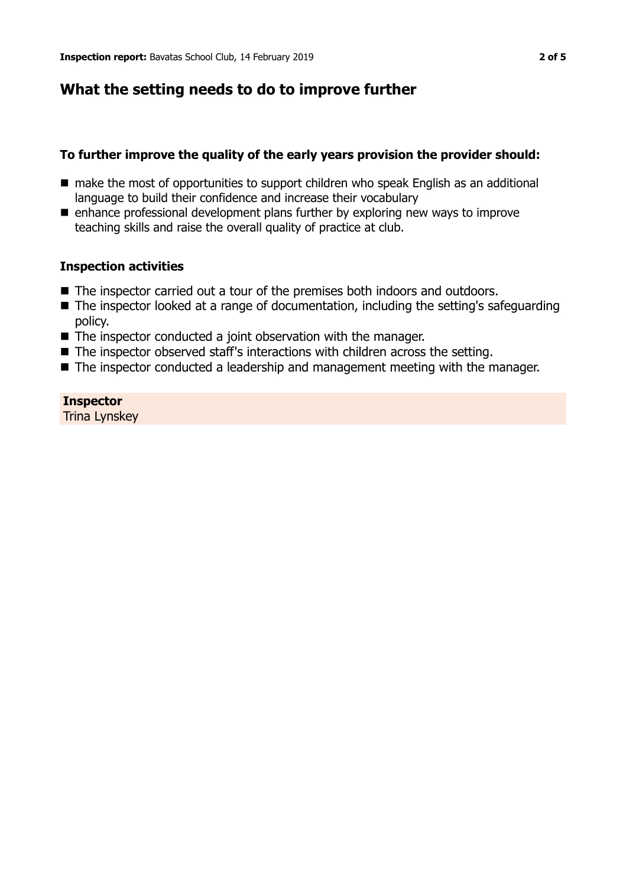## What the setting needs to do to improve further

### To further improve the quality of the early years provision the provider should:

- make the most of opportunities to support children who speak English as an additional language to build their confidence and increase their vocabulary
- enhance professional development plans further by exploring new ways to improve teaching skills and raise the overall quality of practice at club.

### Inspection activities

- The inspector carried out a tour of the premises both indoors and outdoors.
- The inspector looked at a range of documentation, including the setting's safeguarding policy.
- The inspector conducted a joint observation with the manager.
- The inspector observed staff's interactions with children across the setting.
- The inspector conducted a leadership and management meeting with the manager.

**Inspector**
Trina Lynskey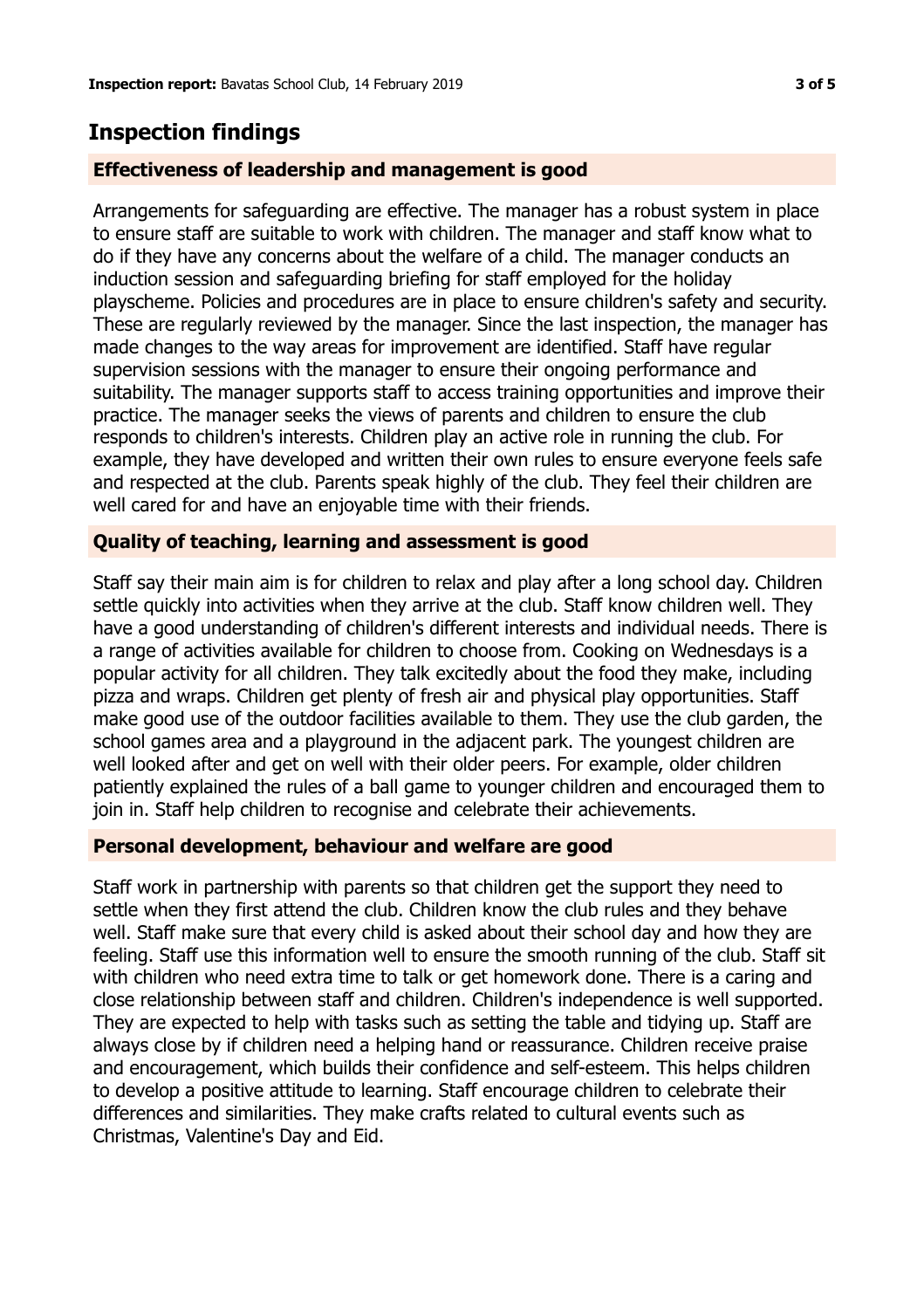## Inspection findings

### Effectiveness of leadership and management is good

Arrangements for safeguarding are effective. The manager has a robust system in place to ensure staff are suitable to work with children. The manager and staff know what to do if they have any concerns about the welfare of a child. The manager conducts an induction session and safeguarding briefing for staff employed for the holiday playscheme. Policies and procedures are in place to ensure children's safety and security. These are regularly reviewed by the manager. Since the last inspection, the manager has made changes to the way areas for improvement are identified. Staff have regular supervision sessions with the manager to ensure their ongoing performance and suitability. The manager supports staff to access training opportunities and improve their practice. The manager seeks the views of parents and children to ensure the club responds to children's interests. Children play an active role in running the club. For example, they have developed and written their own rules to ensure everyone feels safe and respected at the club. Parents speak highly of the club. They feel their children are well cared for and have an enjoyable time with their friends.

### Quality of teaching, learning and assessment is good

Staff say their main aim is for children to relax and play after a long school day. Children settle quickly into activities when they arrive at the club. Staff know children well. They have a good understanding of children's different interests and individual needs. There is a range of activities available for children to choose from. Cooking on Wednesdays is a popular activity for all children. They talk excitedly about the food they make, including pizza and wraps. Children get plenty of fresh air and physical play opportunities. Staff make good use of the outdoor facilities available to them. They use the club garden, the school games area and a playground in the adjacent park. The youngest children are well looked after and get on well with their older peers. For example, older children patiently explained the rules of a ball game to younger children and encouraged them to join in. Staff help children to recognise and celebrate their achievements.

### Personal development, behaviour and welfare are good

Staff work in partnership with parents so that children get the support they need to settle when they first attend the club. Children know the club rules and they behave well. Staff make sure that every child is asked about their school day and how they are feeling. Staff use this information well to ensure the smooth running of the club. Staff sit with children who need extra time to talk or get homework done. There is a caring and close relationship between staff and children. Children's independence is well supported. They are expected to help with tasks such as setting the table and tidying up. Staff are always close by if children need a helping hand or reassurance. Children receive praise and encouragement, which builds their confidence and self-esteem. This helps children to develop a positive attitude to learning. Staff encourage children to celebrate their differences and similarities. They make crafts related to cultural events such as Christmas, Valentine's Day and Eid.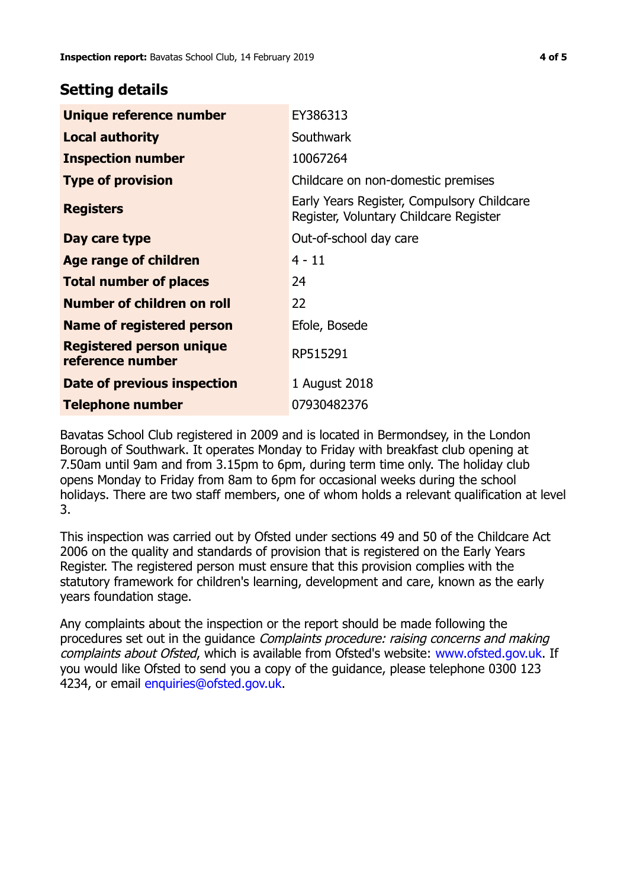## Setting details

| | |
|---|---|
| **Unique reference number** | EY386313 |
| **Local authority** | Southwark |
| **Inspection number** | 10067264 |
| **Type of provision** | Childcare on non-domestic premises |
| **Registers** | Early Years Register, Compulsory Childcare Register, Voluntary Childcare Register |
| **Day care type** | Out-of-school day care |
| **Age range of children** | 4 - 11 |
| **Total number of places** | 24 |
| **Number of children on roll** | 22 |
| **Name of registered person** | Efole, Bosede |
| **Registered person unique reference number** | RP515291 |
| **Date of previous inspection** | 1 August 2018 |
| **Telephone number** | 07930482376 |

Bavatas School Club registered in 2009 and is located in Bermondsey, in the London Borough of Southwark. It operates Monday to Friday with breakfast club opening at 7.50am until 9am and from 3.15pm to 6pm, during term time only. The holiday club opens Monday to Friday from 8am to 6pm for occasional weeks during the school holidays. There are two staff members, one of whom holds a relevant qualification at level 3.

This inspection was carried out by Ofsted under sections 49 and 50 of the Childcare Act 2006 on the quality and standards of provision that is registered on the Early Years Register. The registered person must ensure that this provision complies with the statutory framework for children's learning, development and care, known as the early years foundation stage.

Any complaints about the inspection or the report should be made following the procedures set out in the guidance *Complaints procedure: raising concerns and making complaints about Ofsted*, which is available from Ofsted's website: www.ofsted.gov.uk. If you would like Ofsted to send you a copy of the guidance, please telephone 0300 123 4234, or email enquiries@ofsted.gov.uk.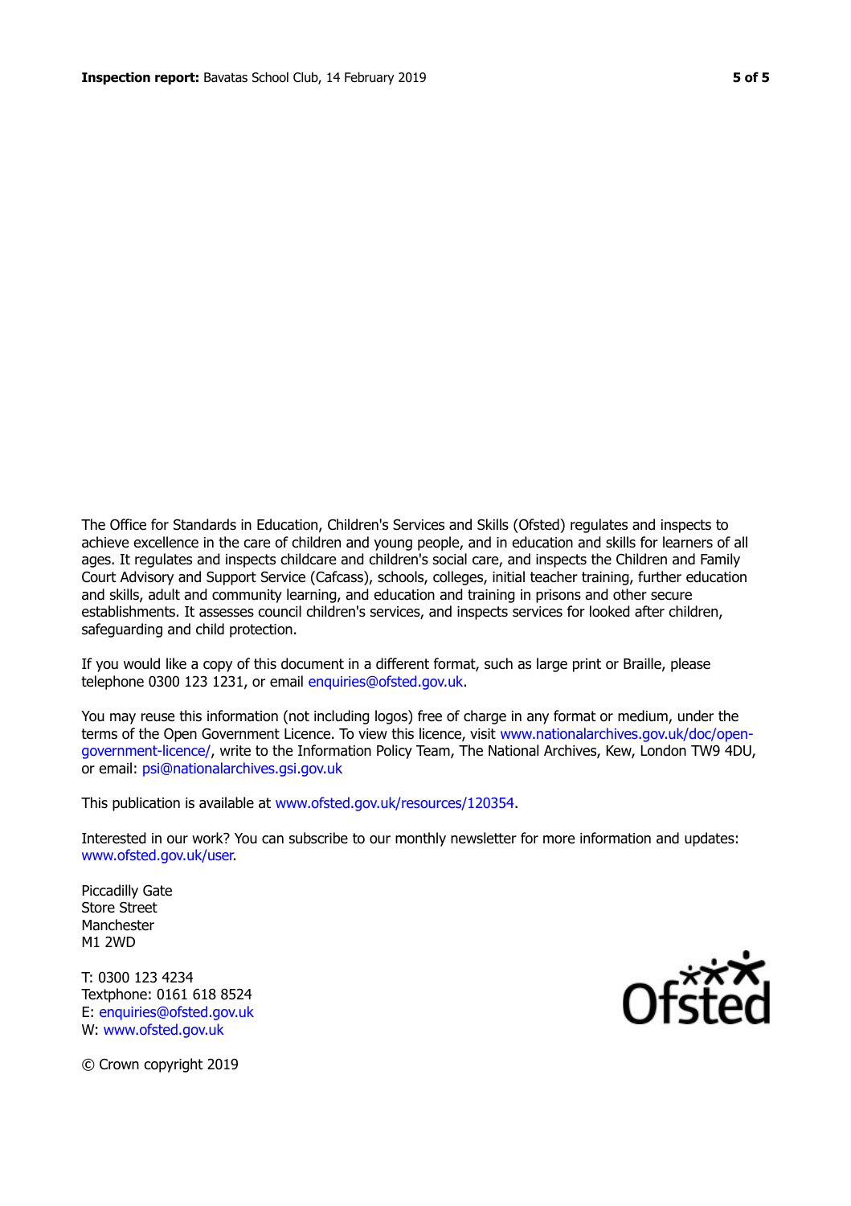The Office for Standards in Education, Children's Services and Skills (Ofsted) regulates and inspects to achieve excellence in the care of children and young people, and in education and skills for learners of all ages. It regulates and inspects childcare and children's social care, and inspects the Children and Family Court Advisory and Support Service (Cafcass), schools, colleges, initial teacher training, further education and skills, adult and community learning, and education and training in prisons and other secure establishments. It assesses council children's services, and inspects services for looked after children, safeguarding and child protection.

If you would like a copy of this document in a different format, such as large print or Braille, please telephone 0300 123 1231, or email enquiries@ofsted.gov.uk.

You may reuse this information (not including logos) free of charge in any format or medium, under the terms of the Open Government Licence. To view this licence, visit www.nationalarchives.gov.uk/doc/open-government-licence/, write to the Information Policy Team, The National Archives, Kew, London TW9 4DU, or email: psi@nationalarchives.gsi.gov.uk

This publication is available at www.ofsted.gov.uk/resources/120354.

Interested in our work? You can subscribe to our monthly newsletter for more information and updates: www.ofsted.gov.uk/user.

Piccadilly Gate
Store Street
Manchester
M1 2WD

T: 0300 123 4234
Textphone: 0161 618 8524
E: enquiries@ofsted.gov.uk
W: www.ofsted.gov.uk

© Crown copyright 2019